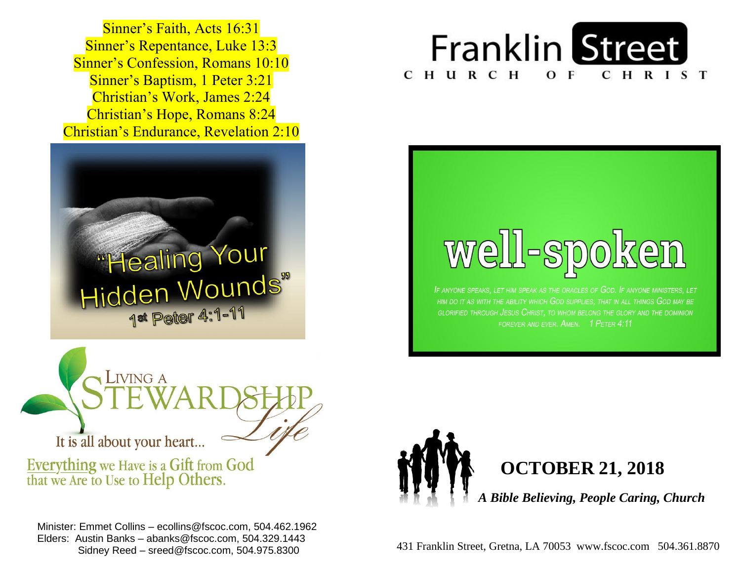Sinner's Faith, Acts 16:31
Sinner's Repentance, Luke 13:3
Sinner's Confession, Romans 10:10
Sinner's Baptism, 1 Peter 3:21
Christian's Work, James 2:24
Christian's Hope, Romans 8:24
Christian's Endurance, Revelation 2:10

"Healing Your Hidden Wounds"
1st Peter 4:1-11

Living a Stewardship Life

It is all about your heart...

Everything we Have is a Gift from God that we Are to Use to Help Others.

Minister: Emmet Collins – ecollins@fscoc.com, 504.462.1962
Elders: Austin Banks – abanks@fscoc.com, 504.329.1443
Sidney Reed – sreed@fscoc.com, 504.975.8300

# Franklin Street
## CHURCH OF CHRIST

# well-spoken

*If anyone speaks, let him speak as the oracles of God. If anyone ministers, let him do it as with the ability which God supplies, that in all things God may be glorified through Jesus Christ, to whom belong the glory and the dominion forever and ever. Amen. 1 Peter 4:11*

## OCTOBER 21, 2018

***A Bible Believing, People Caring, Church***

431 Franklin Street, Gretna, LA 70053 www.fscoc.com 504.361.8870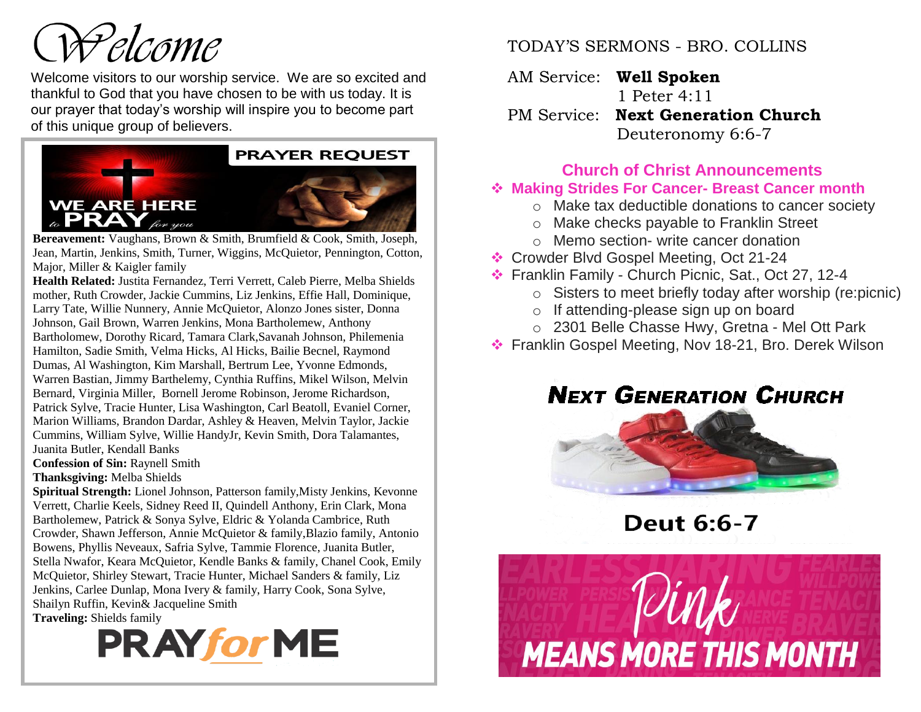# Welcome

Welcome visitors to our worship service. We are so excited and thankful to God that you have chosen to be with us today. It is our prayer that today's worship will inspire you to become part of this unique group of believers.

## PRAYER REQUEST

WE ARE HERE to PRAY for you

**Bereavement:** Vaughans, Brown & Smith, Brumfield & Cook, Smith, Joseph, Jean, Martin, Jenkins, Smith, Turner, Wiggins, McQuietor, Pennington, Cotton, Major, Miller & Kaigler family

**Health Related:** Justita Fernandez, Terri Verrett, Caleb Pierre, Melba Shields mother, Ruth Crowder, Jackie Cummins, Liz Jenkins, Effie Hall, Dominique, Larry Tate, Willie Nunnery, Annie McQuietor, Alonzo Jones sister, Donna Johnson, Gail Brown, Warren Jenkins, Mona Bartholemew, Anthony Bartholemew, Dorothy Ricard, Tamara Clark,Savanah Johnson, Philemenia Hamilton, Sadie Smith, Velma Hicks, Al Hicks, Bailie Becnel, Raymond Dumas, Al Washington, Kim Marshall, Bertrum Lee, Yvonne Edmonds, Warren Bastian, Jimmy Barthelemy, Cynthia Ruffins, Mikel Wilson, Melvin Bernard, Virginia Miller, Bornell Jerome Robinson, Jerome Richardson, Patrick Sylve, Tracie Hunter, Lisa Washington, Carl Beatoll, Evaniel Corner, Marion Williams, Brandon Dardar, Ashley & Heaven, Melvin Taylor, Jackie Cummins, William Sylve, Willie HandyJr, Kevin Smith, Dora Talamantes, Juanita Butler, Kendall Banks

**Confession of Sin:** Raynell Smith

**Thanksgiving:** Melba Shields

**Spiritual Strength:** Lionel Johnson, Patterson family,Misty Jenkins, Kevonne Verrett, Charlie Keels, Sidney Reed II, Quindell Anthony, Erin Clark, Mona Bartholemew, Patrick & Sonya Sylve, Eldric & Yolanda Cambrice, Ruth Crowder, Shawn Jefferson, Annie McQuietor & family,Blazio family, Antonio Bowens, Phyllis Neveaux, Safria Sylve, Tammie Florence, Juanita Butler, Stella Nwafor, Keara McQuietor, Kendle Banks & family, Chanel Cook, Emily McQuietor, Shirley Stewart, Tracie Hunter, Michael Sanders & family, Liz Jenkins, Carlee Dunlap, Mona Ivery & family, Harry Cook, Sona Sylve, Shailyn Ruffin, Kevin& Jacqueline Smith

**Traveling:** Shields family

PRAY *for* ME

## TODAY'S SERMONS - BRO. COLLINS

AM Service: **Well Spoken**
1 Peter 4:11

PM Service: **Next Generation Church**
Deuteronomy 6:6-7

## Church of Christ Announcements

- **Making Strides For Cancer- Breast Cancer month**
  - Make tax deductible donations to cancer society
  - Make checks payable to Franklin Street
  - Memo section- write cancer donation
- Crowder Blvd Gospel Meeting, Oct 21-24
- Franklin Family - Church Picnic, Sat., Oct 27, 12-4
  - Sisters to meet briefly today after worship (re:picnic)
  - If attending-please sign up on board
  - 2301 Belle Chasse Hwy, Gretna - Mel Ott Park
- Franklin Gospel Meeting, Nov 18-21, Bro. Derek Wilson

**NEXT GENERATION CHURCH**

**Deut 6:6-7**

*Pink* MEANS MORE THIS MONTH